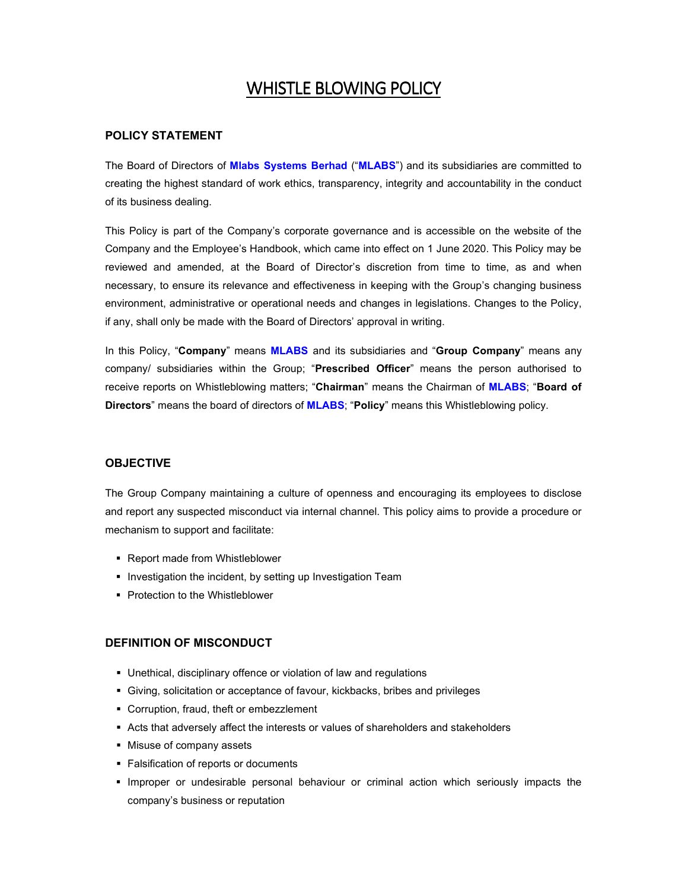# WHISTLE BLOWING POLICY

## POLICY STATEMENT

The Board of Directors of **Mlabs Systems Berhad** ("**MLABS**") and its subsidiaries are committed to creating the highest standard of work ethics, transparency, integrity and accountability in the conduct of its business dealing.

This Policy is part of the Company's corporate governance and is accessible on the website of the Company and the Employee's Handbook, which came into effect on 1 June 2020. This Policy may be reviewed and amended, at the Board of Director's discretion from time to time, as and when necessary, to ensure its relevance and effectiveness in keeping with the Group's changing business environment, administrative or operational needs and changes in legislations. Changes to the Policy, if any, shall only be made with the Board of Directors' approval in writing.

In this Policy, "**Company**" means **MLABS** and its subsidiaries and "**Group Company**" means any company/ subsidiaries within the Group; "**Prescribed Officer**" means the person authorised to receive reports on Whistleblowing matters; "**Chairman**" means the Chairman of **MLABS**; "**Board of Directors**" means the board of directors of **MLABS**; "**Policy**" means this Whistleblowing policy.

## OBJECTIVE

The Group Company maintaining a culture of openness and encouraging its employees to disclose and report any suspected misconduct via internal channel. This policy aims to provide a procedure or mechanism to support and facilitate:

- Report made from Whistleblower
- Investigation the incident, by setting up Investigation Team
- Protection to the Whistleblower

## DEFINITION OF MISCONDUCT

- Unethical, disciplinary offence or violation of law and regulations
- Giving, solicitation or acceptance of favour, kickbacks, bribes and privileges
- Corruption, fraud, theft or embezzlement
- Acts that adversely affect the interests or values of shareholders and stakeholders
- Misuse of company assets
- Falsification of reports or documents
- Improper or undesirable personal behaviour or criminal action which seriously impacts the company's business or reputation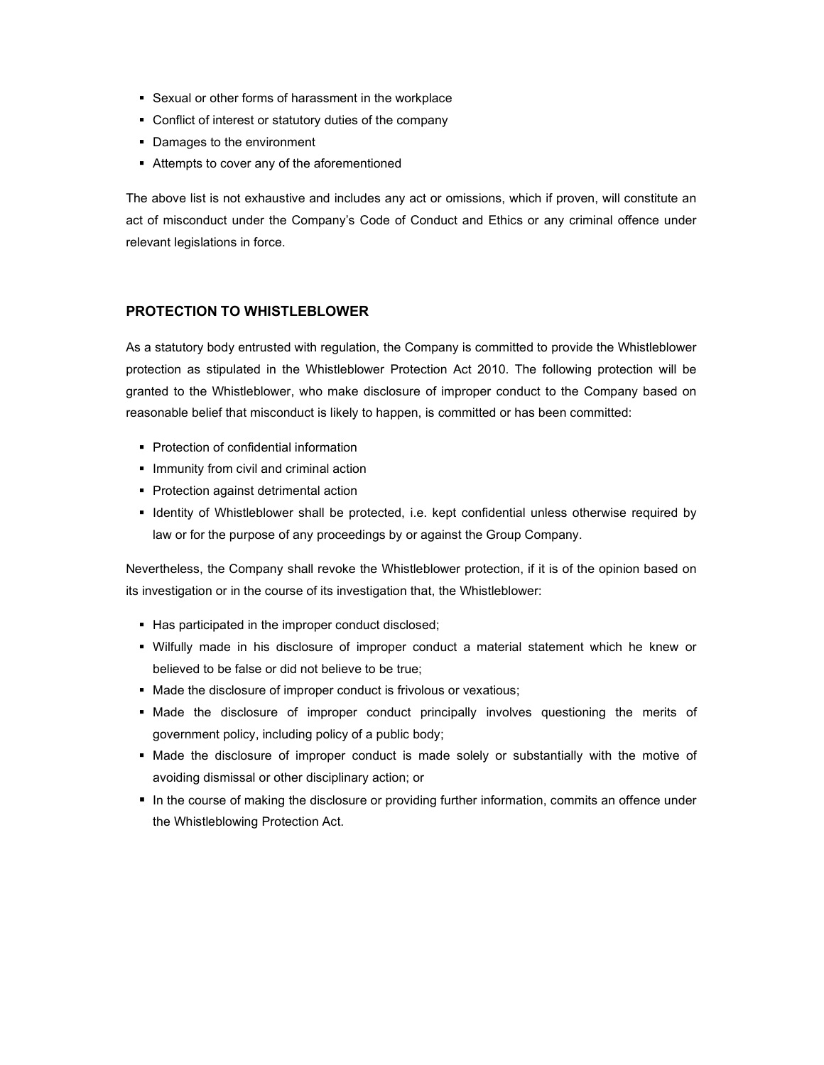- Sexual or other forms of harassment in the workplace
- Conflict of interest or statutory duties of the company
- Damages to the environment
- Attempts to cover any of the aforementioned

The above list is not exhaustive and includes any act or omissions, which if proven, will constitute an act of misconduct under the Company's Code of Conduct and Ethics or any criminal offence under relevant legislations in force.

### PROTECTION TO WHISTLEBLOWER

As a statutory body entrusted with regulation, the Company is committed to provide the Whistleblower protection as stipulated in the Whistleblower Protection Act 2010. The following protection will be granted to the Whistleblower, who make disclosure of improper conduct to the Company based on reasonable belief that misconduct is likely to happen, is committed or has been committed:

- Protection of confidential information
- Immunity from civil and criminal action
- Protection against detrimental action
- Identity of Whistleblower shall be protected, i.e. kept confidential unless otherwise required by law or for the purpose of any proceedings by or against the Group Company.

Nevertheless, the Company shall revoke the Whistleblower protection, if it is of the opinion based on its investigation or in the course of its investigation that, the Whistleblower:

- Has participated in the improper conduct disclosed;
- Wilfully made in his disclosure of improper conduct a material statement which he knew or believed to be false or did not believe to be true;
- Made the disclosure of improper conduct is frivolous or vexatious;
- Made the disclosure of improper conduct principally involves questioning the merits of government policy, including policy of a public body;
- Made the disclosure of improper conduct is made solely or substantially with the motive of avoiding dismissal or other disciplinary action; or
- In the course of making the disclosure or providing further information, commits an offence under the Whistleblowing Protection Act.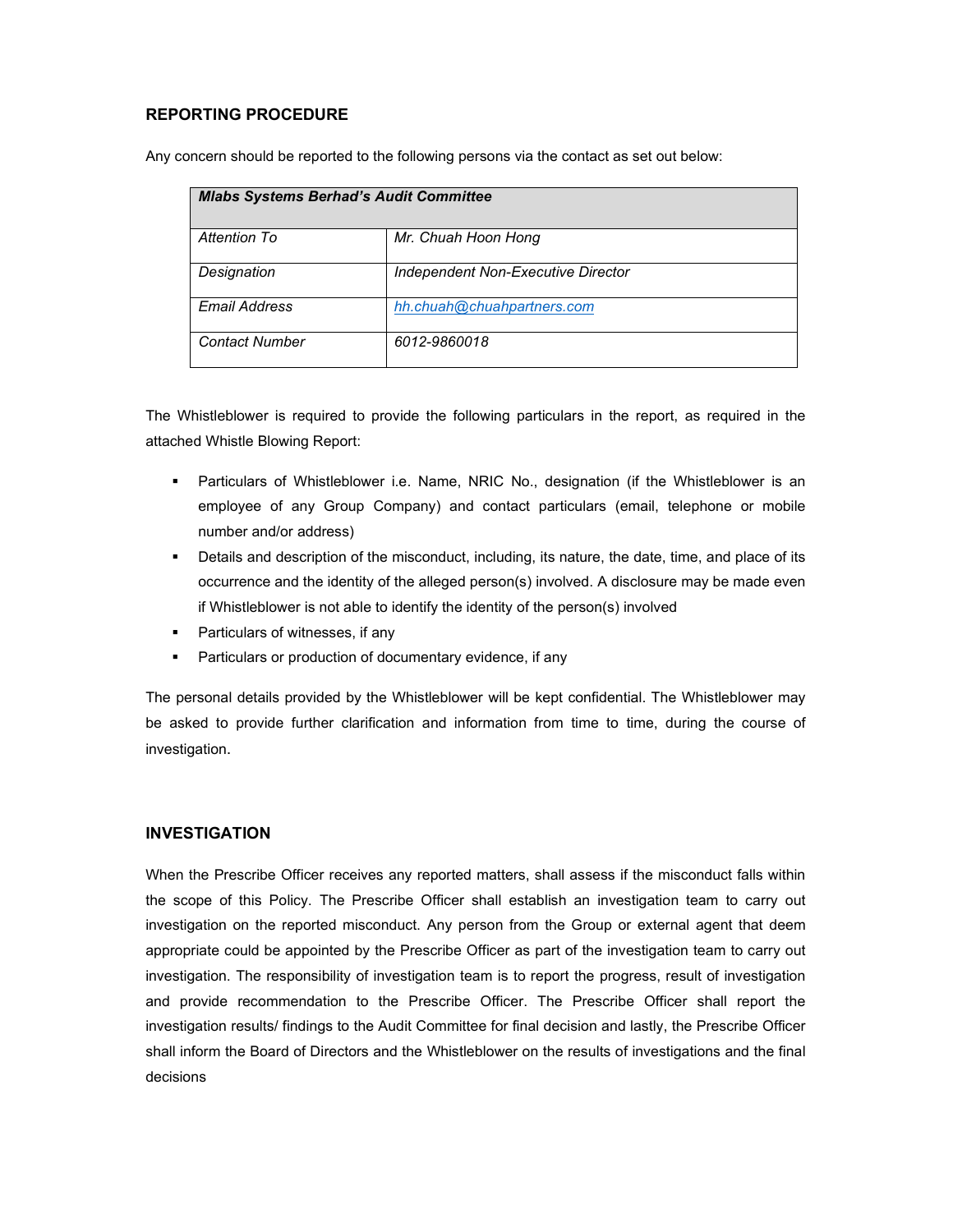## REPORTING PROCEDURE

Any concern should be reported to the following persons via the contact as set out below:

| ***Mlabs Systems Berhad's Audit Committee*** | |
|---|---|
| *Attention To* | *Mr. Chuah Hoon Hong* |
| *Designation* | *Independent Non-Executive Director* |
| *Email Address* | *hh.chuah@chuahpartners.com* |
| *Contact Number* | *6012-9860018* |

The Whistleblower is required to provide the following particulars in the report, as required in the attached Whistle Blowing Report:

- Particulars of Whistleblower i.e. Name, NRIC No., designation (if the Whistleblower is an employee of any Group Company) and contact particulars (email, telephone or mobile number and/or address)
- Details and description of the misconduct, including, its nature, the date, time, and place of its occurrence and the identity of the alleged person(s) involved. A disclosure may be made even if Whistleblower is not able to identify the identity of the person(s) involved
- Particulars of witnesses, if any
- Particulars or production of documentary evidence, if any

The personal details provided by the Whistleblower will be kept confidential. The Whistleblower may be asked to provide further clarification and information from time to time, during the course of investigation.

## INVESTIGATION

When the Prescribe Officer receives any reported matters, shall assess if the misconduct falls within the scope of this Policy. The Prescribe Officer shall establish an investigation team to carry out investigation on the reported misconduct. Any person from the Group or external agent that deem appropriate could be appointed by the Prescribe Officer as part of the investigation team to carry out investigation. The responsibility of investigation team is to report the progress, result of investigation and provide recommendation to the Prescribe Officer. The Prescribe Officer shall report the investigation results/ findings to the Audit Committee for final decision and lastly, the Prescribe Officer shall inform the Board of Directors and the Whistleblower on the results of investigations and the final decisions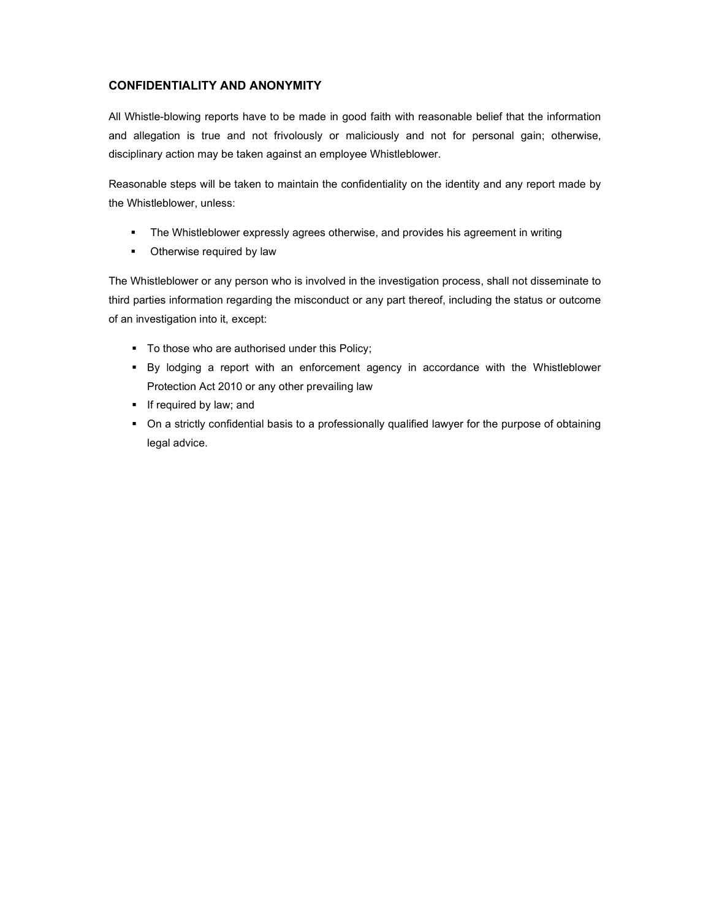## CONFIDENTIALITY AND ANONYMITY

All Whistle-blowing reports have to be made in good faith with reasonable belief that the information and allegation is true and not frivolously or maliciously and not for personal gain; otherwise, disciplinary action may be taken against an employee Whistleblower.

Reasonable steps will be taken to maintain the confidentiality on the identity and any report made by the Whistleblower, unless:

- The Whistleblower expressly agrees otherwise, and provides his agreement in writing
- Otherwise required by law

The Whistleblower or any person who is involved in the investigation process, shall not disseminate to third parties information regarding the misconduct or any part thereof, including the status or outcome of an investigation into it, except:

- To those who are authorised under this Policy;
- By lodging a report with an enforcement agency in accordance with the Whistleblower Protection Act 2010 or any other prevailing law
- If required by law; and
- On a strictly confidential basis to a professionally qualified lawyer for the purpose of obtaining legal advice.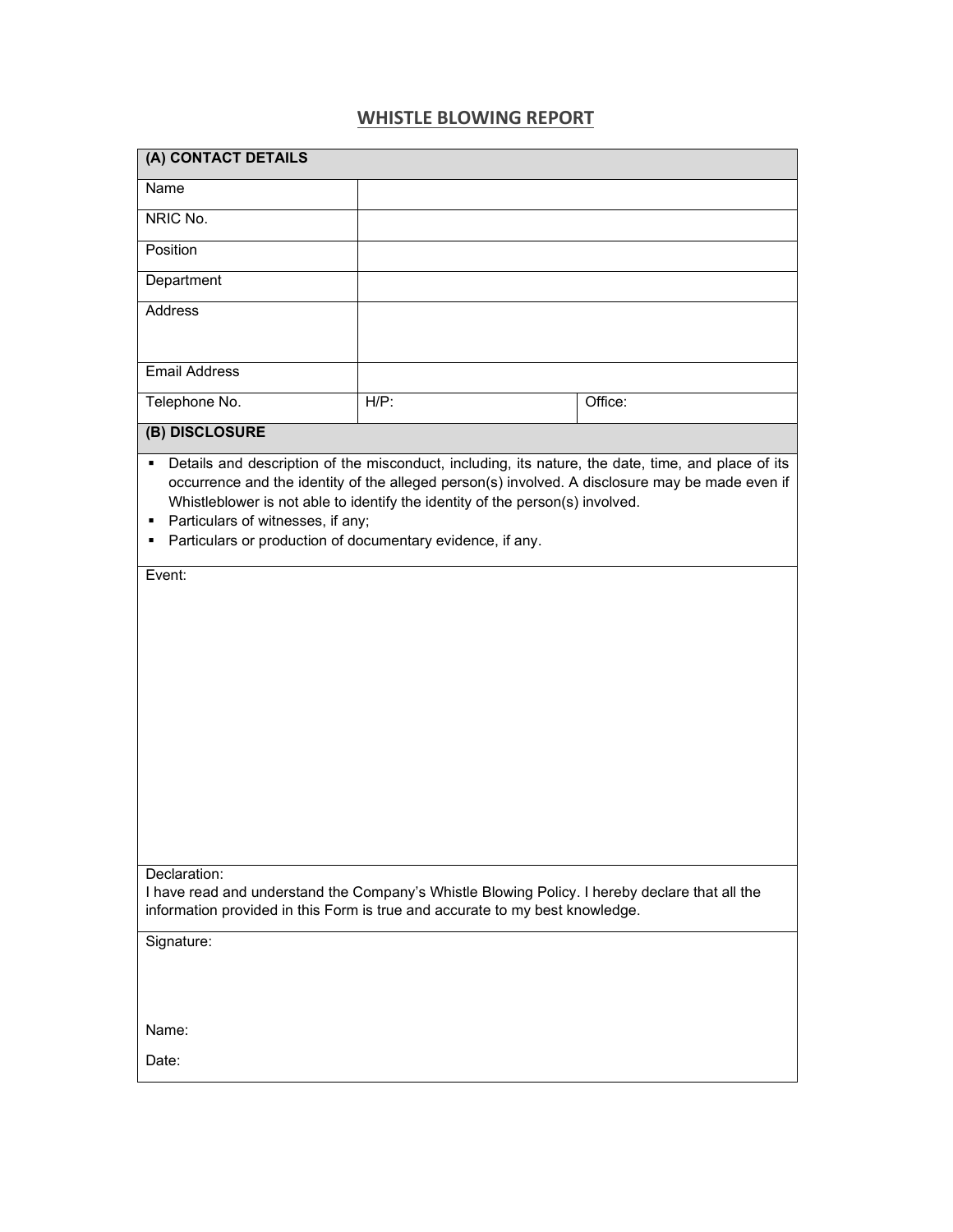# WHISTLE BLOWING REPORT

| (A) CONTACT DETAILS | | |
|---|---|---|
| Name | | |
| NRIC No. | | |
| Position | | |
| Department | | |
| Address | | |
| Email Address | | |
| Telephone No. | H/P: | Office: |

**(B) DISCLOSURE**

- Details and description of the misconduct, including, its nature, the date, time, and place of its occurrence and the identity of the alleged person(s) involved. A disclosure may be made even if Whistleblower is not able to identify the identity of the person(s) involved.
- Particulars of witnesses, if any;
- Particulars or production of documentary evidence, if any.

Event:

Declaration:
I have read and understand the Company's Whistle Blowing Policy. I hereby declare that all the information provided in this Form is true and accurate to my best knowledge.

Signature:

Name:

Date: